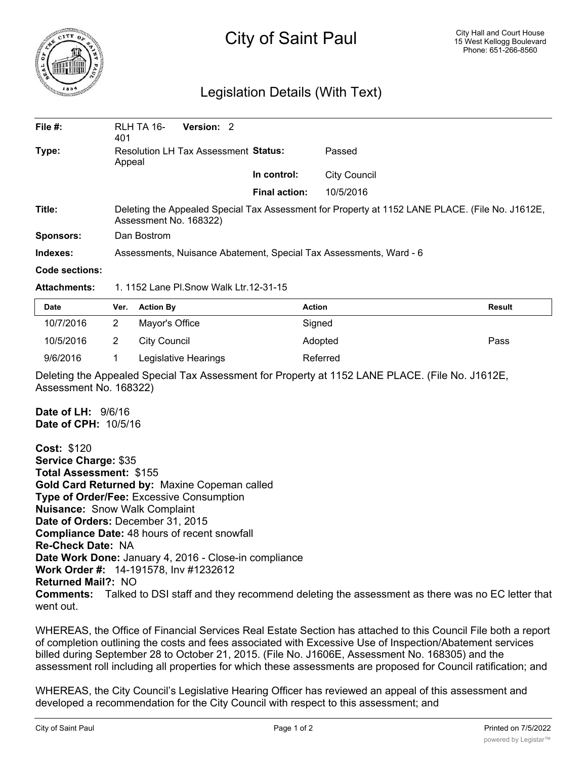# City of Saint Paul

City Hall and Court House
15 West Kellogg Boulevard
Phone: 651-266-8560

## Legislation Details (With Text)

| | | | |
|---|---|---|---|
| **File #:** | RLH TA 16-401 **Version:** 2 | | |
| **Type:** | Resolution LH Tax Assessment Appeal | **Status:** | Passed |
| | | **In control:** | City Council |
| | | **Final action:** | 10/5/2016 |
| **Title:** | Deleting the Appealed Special Tax Assessment for Property at 1152 LANE PLACE. (File No. J1612E, Assessment No. 168322) | | |
| **Sponsors:** | Dan Bostrom | | |
| **Indexes:** | Assessments, Nuisance Abatement, Special Tax Assessments, Ward - 6 | | |
| **Code sections:** | | | |
| **Attachments:** | 1. 1152 Lane Pl.Snow Walk Ltr.12-31-15 | | |

| Date | Ver. | Action By | Action | Result |
|---|---|---|---|---|
| 10/7/2016 | 2 | Mayor's Office | Signed | |
| 10/5/2016 | 2 | City Council | Adopted | Pass |
| 9/6/2016 | 1 | Legislative Hearings | Referred | |

Deleting the Appealed Special Tax Assessment for Property at 1152 LANE PLACE. (File No. J1612E, Assessment No. 168322)

**Date of LH:** 9/6/16
**Date of CPH:** 10/5/16

**Cost:** $120
**Service Charge:** $35
**Total Assessment:** $155
**Gold Card Returned by:** Maxine Copeman called
**Type of Order/Fee:** Excessive Consumption
**Nuisance:** Snow Walk Complaint
**Date of Orders:** December 31, 2015
**Compliance Date:** 48 hours of recent snowfall
**Re-Check Date:** NA
**Date Work Done:** January 4, 2016 - Close-in compliance
**Work Order #:** 14-191578, Inv #1232612
**Returned Mail?:** NO
**Comments:** Talked to DSI staff and they recommend deleting the assessment as there was no EC letter that went out.

WHEREAS, the Office of Financial Services Real Estate Section has attached to this Council File both a report of completion outlining the costs and fees associated with Excessive Use of Inspection/Abatement services billed during September 28 to October 21, 2015. (File No. J1606E, Assessment No. 168305) and the assessment roll including all properties for which these assessments are proposed for Council ratification; and

WHEREAS, the City Council's Legislative Hearing Officer has reviewed an appeal of this assessment and developed a recommendation for the City Council with respect to this assessment; and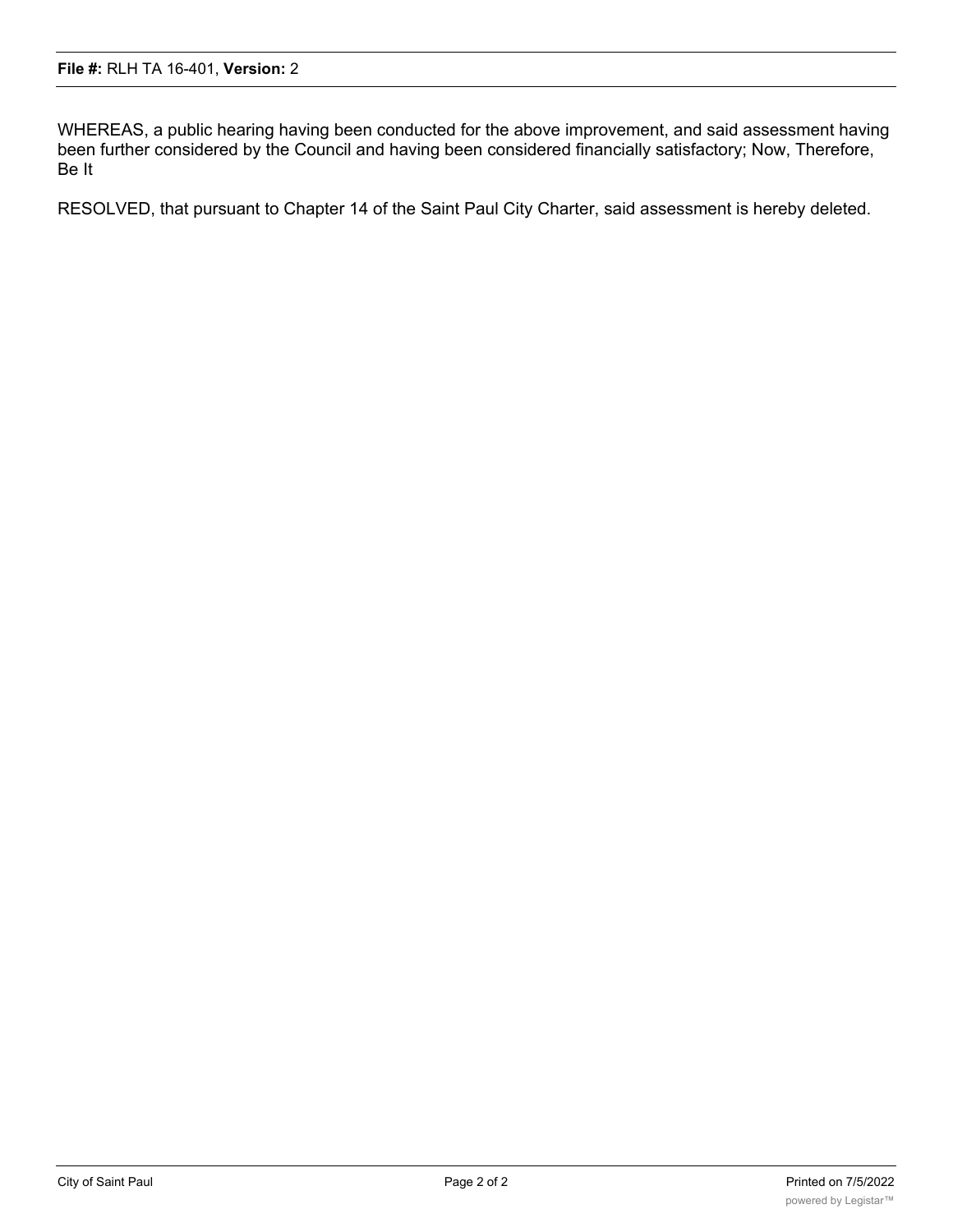WHEREAS, a public hearing having been conducted for the above improvement, and said assessment having been further considered by the Council and having been considered financially satisfactory; Now, Therefore, Be It

RESOLVED, that pursuant to Chapter 14 of the Saint Paul City Charter, said assessment is hereby deleted.